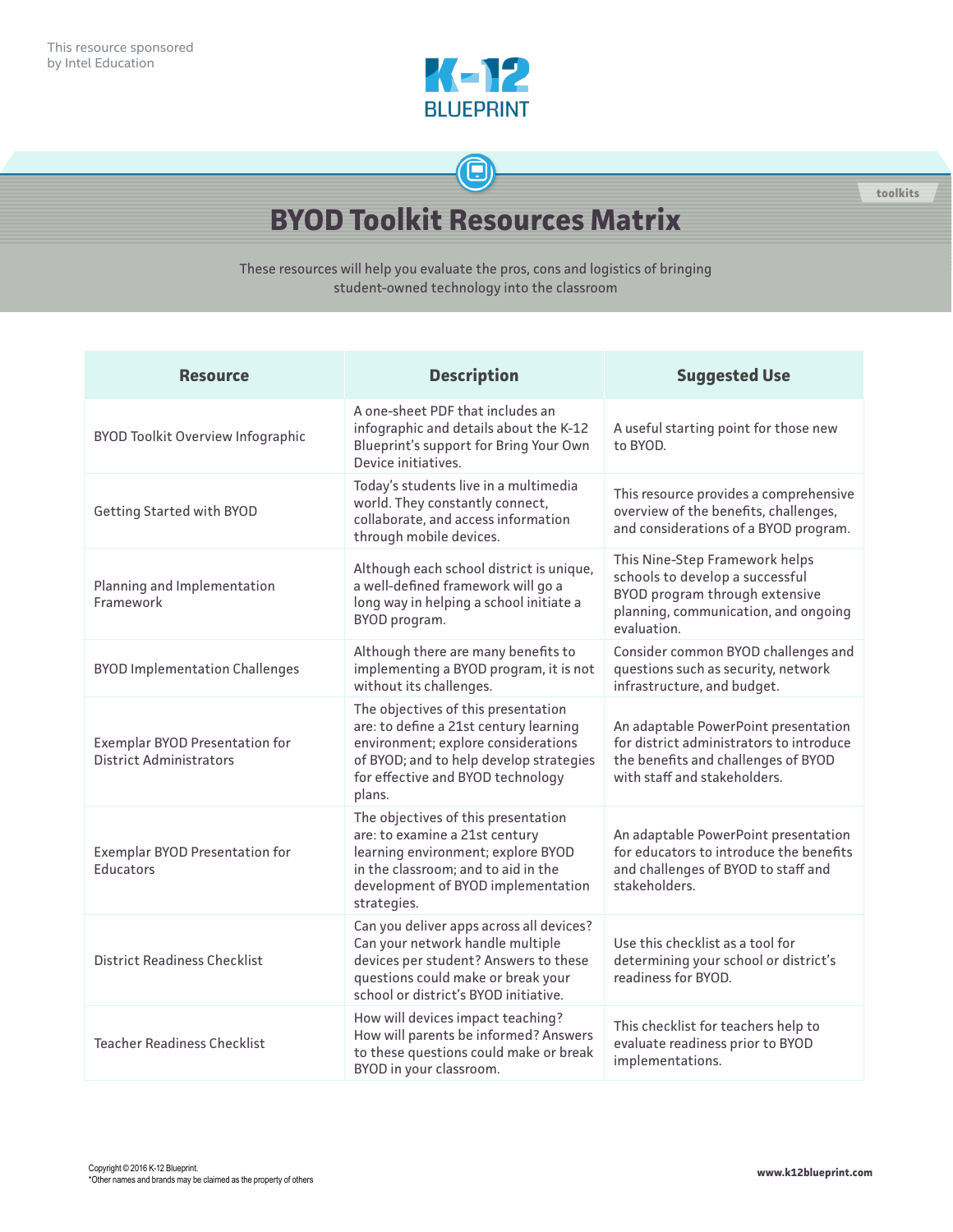This resource sponsored by Intel Education

K-12 BLUEPRINT

toolkits

# BYOD Toolkit Resources Matrix

These resources will help you evaluate the pros, cons and logistics of bringing student-owned technology into the classroom

| Resource | Description | Suggested Use |
|---|---|---|
| BYOD Toolkit Overview Infographic | A one-sheet PDF that includes an infographic and details about the K-12 Blueprint's support for Bring Your Own Device initiatives. | A useful starting point for those new to BYOD. |
| Getting Started with BYOD | Today's students live in a multimedia world. They constantly connect, collaborate, and access information through mobile devices. | This resource provides a comprehensive overview of the benefits, challenges, and considerations of a BYOD program. |
| Planning and Implementation Framework | Although each school district is unique, a well-defined framework will go a long way in helping a school initiate a BYOD program. | This Nine-Step Framework helps schools to develop a successful BYOD program through extensive planning, communication, and ongoing evaluation. |
| BYOD Implementation Challenges | Although there are many benefits to implementing a BYOD program, it is not without its challenges. | Consider common BYOD challenges and questions such as security, network infrastructure, and budget. |
| Exemplar BYOD Presentation for District Administrators | The objectives of this presentation are: to define a 21st century learning environment; explore considerations of BYOD; and to help develop strategies for effective and BYOD technology plans. | An adaptable PowerPoint presentation for district administrators to introduce the benefits and challenges of BYOD with staff and stakeholders. |
| Exemplar BYOD Presentation for Educators | The objectives of this presentation are: to examine a 21st century learning environment; explore BYOD in the classroom; and to aid in the development of BYOD implementation strategies. | An adaptable PowerPoint presentation for educators to introduce the benefits and challenges of BYOD to staff and stakeholders. |
| District Readiness Checklist | Can you deliver apps across all devices? Can your network handle multiple devices per student? Answers to these questions could make or break your school or district's BYOD initiative. | Use this checklist as a tool for determining your school or district's readiness for BYOD. |
| Teacher Readiness Checklist | How will devices impact teaching? How will parents be informed? Answers to these questions could make or break BYOD in your classroom. | This checklist for teachers help to evaluate readiness prior to BYOD implementations. |

Copyright © 2016 K-12 Blueprint.
*Other names and brands may be claimed as the property of others

www.k12blueprint.com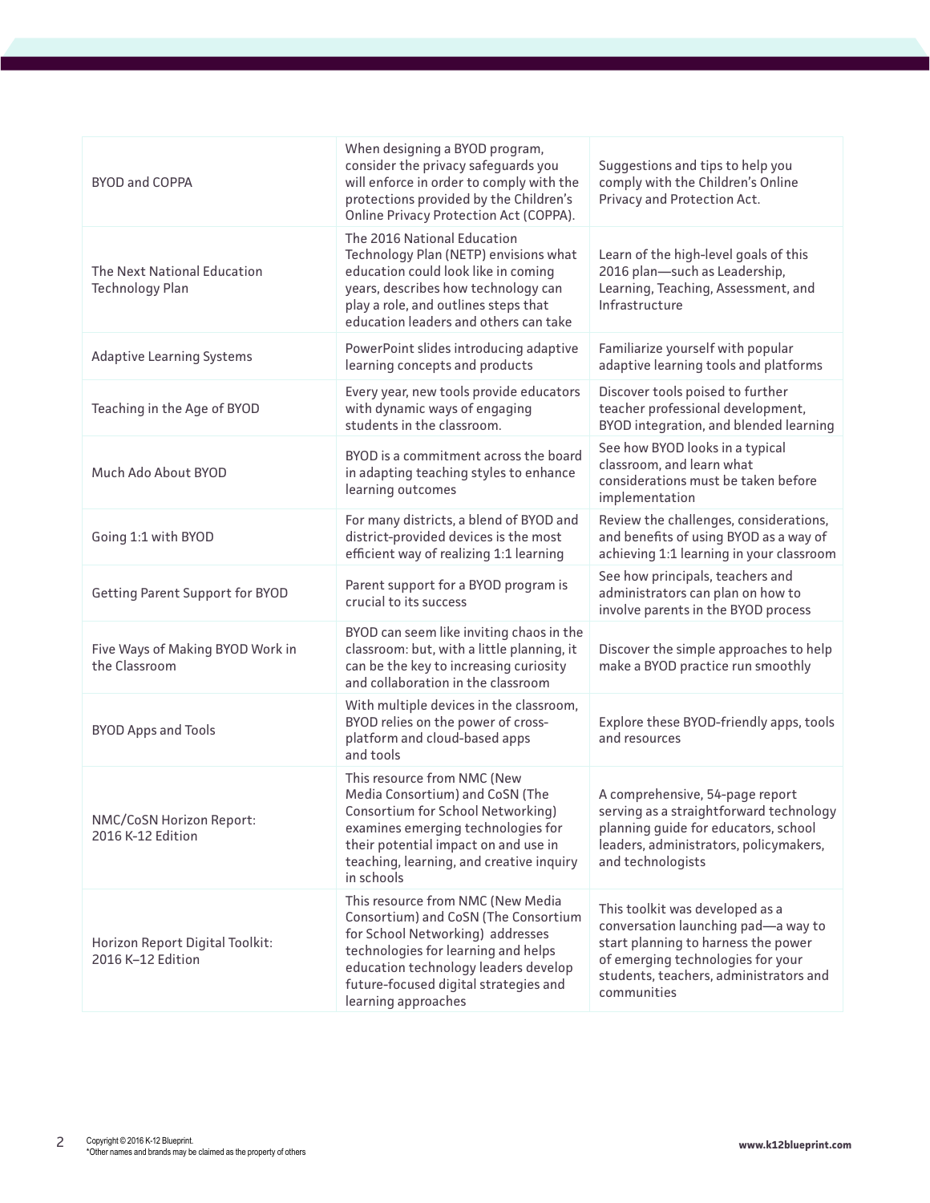| | | |
|---|---|---|
| BYOD and COPPA | When designing a BYOD program, consider the privacy safeguards you will enforce in order to comply with the protections provided by the Children's Online Privacy Protection Act (COPPA). | Suggestions and tips to help you comply with the Children's Online Privacy and Protection Act. |
| The Next National Education Technology Plan | The 2016 National Education Technology Plan (NETP) envisions what education could look like in coming years, describes how technology can play a role, and outlines steps that education leaders and others can take | Learn of the high-level goals of this 2016 plan—such as Leadership, Learning, Teaching, Assessment, and Infrastructure |
| Adaptive Learning Systems | PowerPoint slides introducing adaptive learning concepts and products | Familiarize yourself with popular adaptive learning tools and platforms |
| Teaching in the Age of BYOD | Every year, new tools provide educators with dynamic ways of engaging students in the classroom. | Discover tools poised to further teacher professional development, BYOD integration, and blended learning |
| Much Ado About BYOD | BYOD is a commitment across the board in adapting teaching styles to enhance learning outcomes | See how BYOD looks in a typical classroom, and learn what considerations must be taken before implementation |
| Going 1:1 with BYOD | For many districts, a blend of BYOD and district-provided devices is the most efficient way of realizing 1:1 learning | Review the challenges, considerations, and benefits of using BYOD as a way of achieving 1:1 learning in your classroom |
| Getting Parent Support for BYOD | Parent support for a BYOD program is crucial to its success | See how principals, teachers and administrators can plan on how to involve parents in the BYOD process |
| Five Ways of Making BYOD Work in the Classroom | BYOD can seem like inviting chaos in the classroom: but, with a little planning, it can be the key to increasing curiosity and collaboration in the classroom | Discover the simple approaches to help make a BYOD practice run smoothly |
| BYOD Apps and Tools | With multiple devices in the classroom, BYOD relies on the power of cross-platform and cloud-based apps and tools | Explore these BYOD-friendly apps, tools and resources |
| NMC/CoSN Horizon Report: 2016 K-12 Edition | This resource from NMC (New Media Consortium) and CoSN (The Consortium for School Networking) examines emerging technologies for their potential impact on and use in teaching, learning, and creative inquiry in schools | A comprehensive, 54-page report serving as a straightforward technology planning guide for educators, school leaders, administrators, policymakers, and technologists |
| Horizon Report Digital Toolkit: 2016 K–12 Edition | This resource from NMC (New Media Consortium) and CoSN (The Consortium for School Networking) addresses technologies for learning and helps education technology leaders develop future-focused digital strategies and learning approaches | This toolkit was developed as a conversation launching pad—a way to start planning to harness the power of emerging technologies for your students, teachers, administrators and communities |

Copyright © 2016 K-12 Blueprint.
*Other names and brands may be claimed as the property of others

www.k12blueprint.com